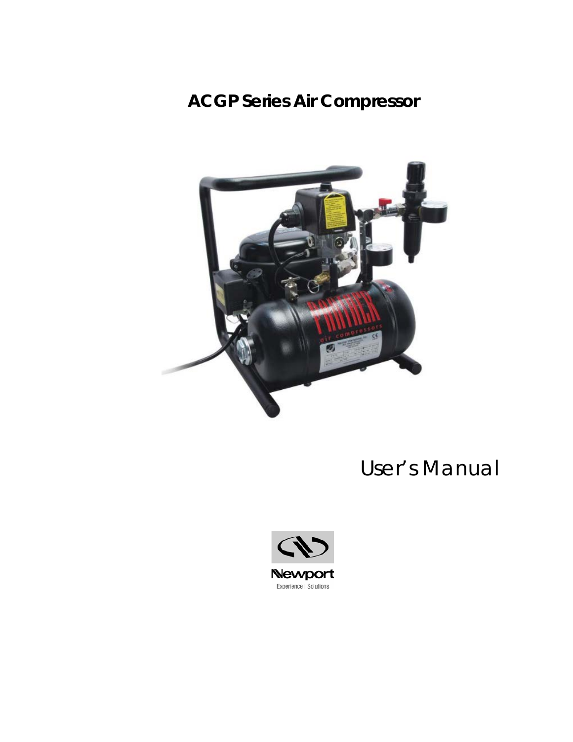# ACGP Series Air Compressor

User's Manual

Newport

Experience | Solutions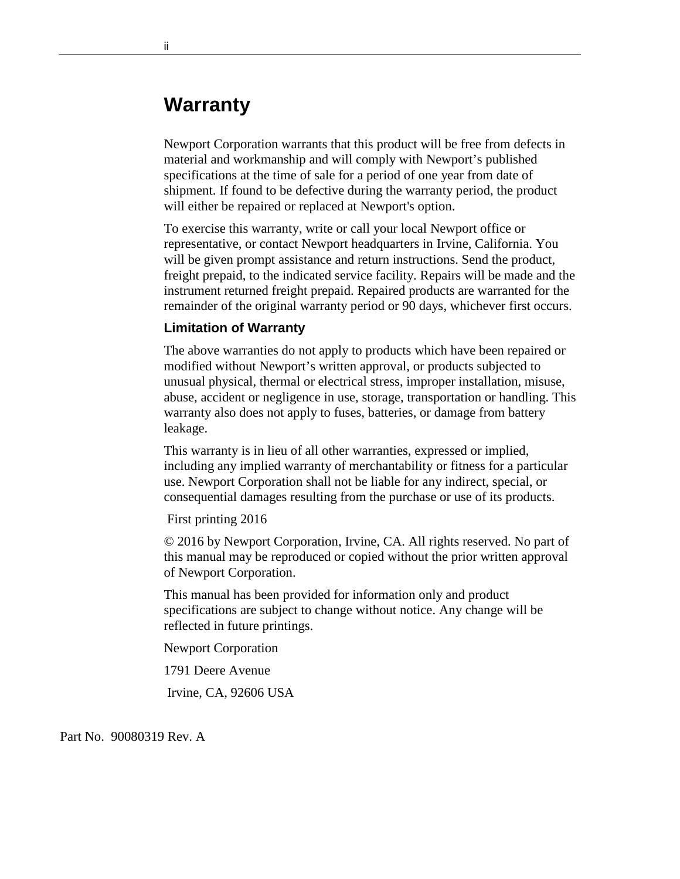# Warranty

Newport Corporation warrants that this product will be free from defects in material and workmanship and will comply with Newport's published specifications at the time of sale for a period of one year from date of shipment. If found to be defective during the warranty period, the product will either be repaired or replaced at Newport's option.

To exercise this warranty, write or call your local Newport office or representative, or contact Newport headquarters in Irvine, California. You will be given prompt assistance and return instructions. Send the product, freight prepaid, to the indicated service facility. Repairs will be made and the instrument returned freight prepaid. Repaired products are warranted for the remainder of the original warranty period or 90 days, whichever first occurs.

### Limitation of Warranty

The above warranties do not apply to products which have been repaired or modified without Newport's written approval, or products subjected to unusual physical, thermal or electrical stress, improper installation, misuse, abuse, accident or negligence in use, storage, transportation or handling. This warranty also does not apply to fuses, batteries, or damage from battery leakage.

This warranty is in lieu of all other warranties, expressed or implied, including any implied warranty of merchantability or fitness for a particular use. Newport Corporation shall not be liable for any indirect, special, or consequential damages resulting from the purchase or use of its products.

First printing 2016

© 2016 by Newport Corporation, Irvine, CA. All rights reserved. No part of this manual may be reproduced or copied without the prior written approval of Newport Corporation.

This manual has been provided for information only and product specifications are subject to change without notice. Any change will be reflected in future printings.

Newport Corporation

1791 Deere Avenue

Irvine, CA, 92606 USA

Part No. 90080319 Rev. A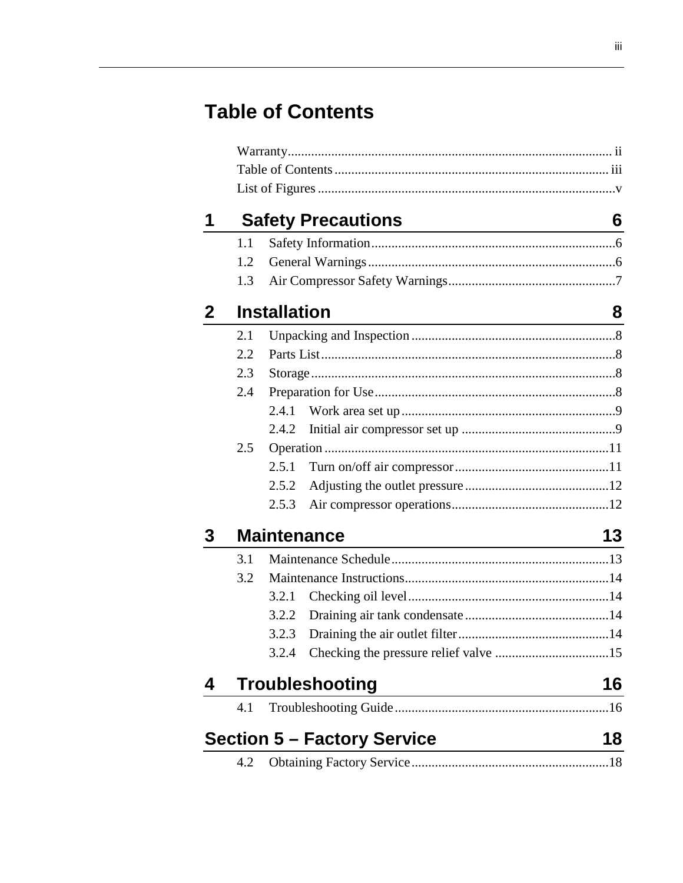# Table of Contents

Warranty ........................................................................................ ii
Table of Contents .......................................................................... iii
List of Figures ................................................................................ v

## 1 Safety Precautions 6

1.1 Safety Information ........................................................................ 6
1.2 General Warnings ......................................................................... 6
1.3 Air Compressor Safety Warnings ................................................. 7

## 2 Installation 8

2.1 Unpacking and Inspection ............................................................ 8
2.2 Parts List ....................................................................................... 8
2.3 Storage .......................................................................................... 8
2.4 Preparation for Use ....................................................................... 8
2.4.1 Work area set up ....................................................................... 9
2.4.2 Initial air compressor set up ..................................................... 9
2.5 Operation ..................................................................................... 11
2.5.1 Turn on/off air compressor ..................................................... 11
2.5.2 Adjusting the outlet pressure ................................................... 12
2.5.3 Air compressor operations ....................................................... 12

## 3 Maintenance 13

3.1 Maintenance Schedule ................................................................. 13
3.2 Maintenance Instructions ............................................................. 14
3.2.1 Checking oil level .................................................................... 14
3.2.2 Draining air tank condensate ................................................... 14
3.2.3 Draining the air outlet filter ..................................................... 14
3.2.4 Checking the pressure relief valve .......................................... 15

## 4 Troubleshooting 16

4.1 Troubleshooting Guide ................................................................ 16

## Section 5 – Factory Service 18

4.2 Obtaining Factory Service ........................................................... 18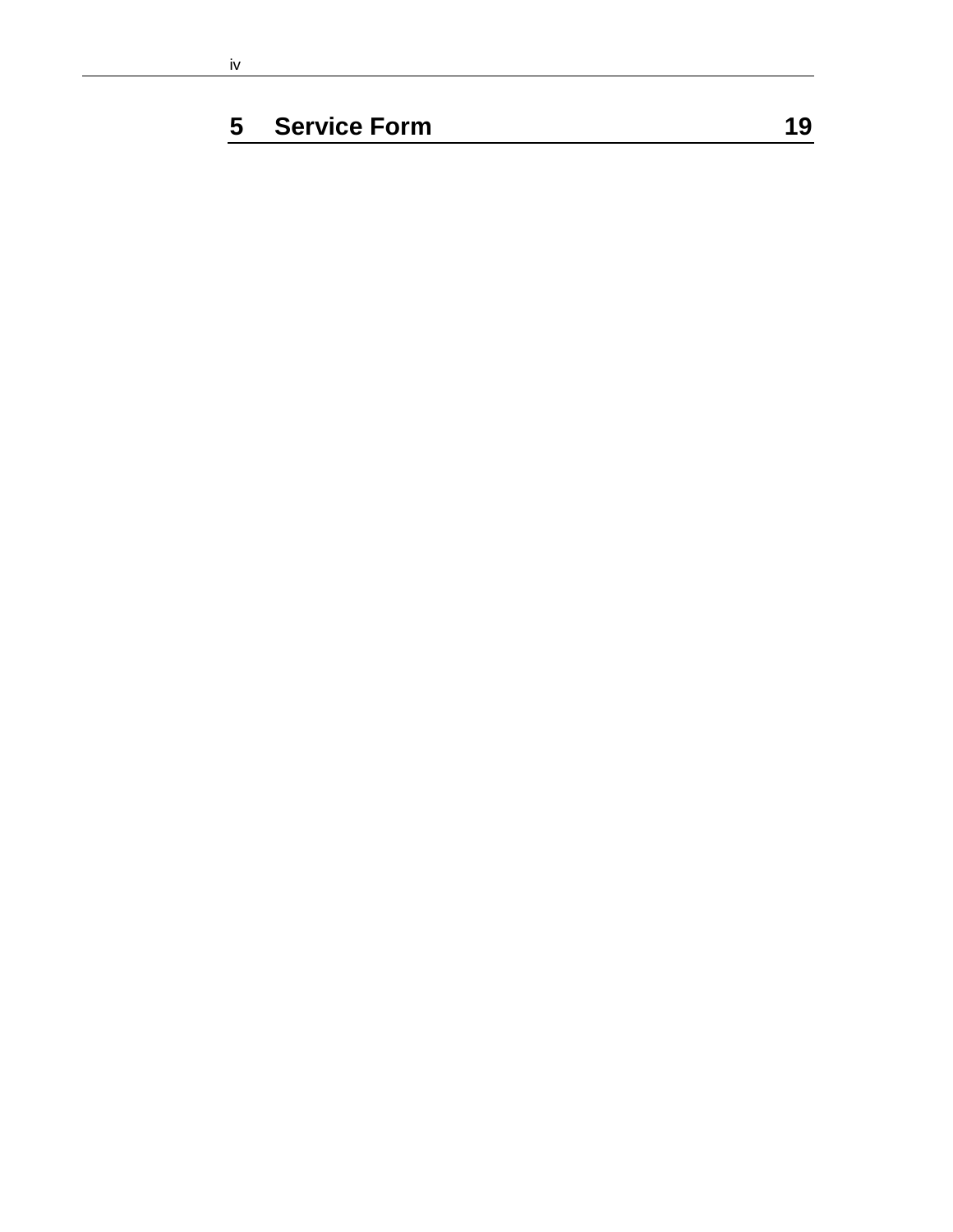# 5 Service Form 19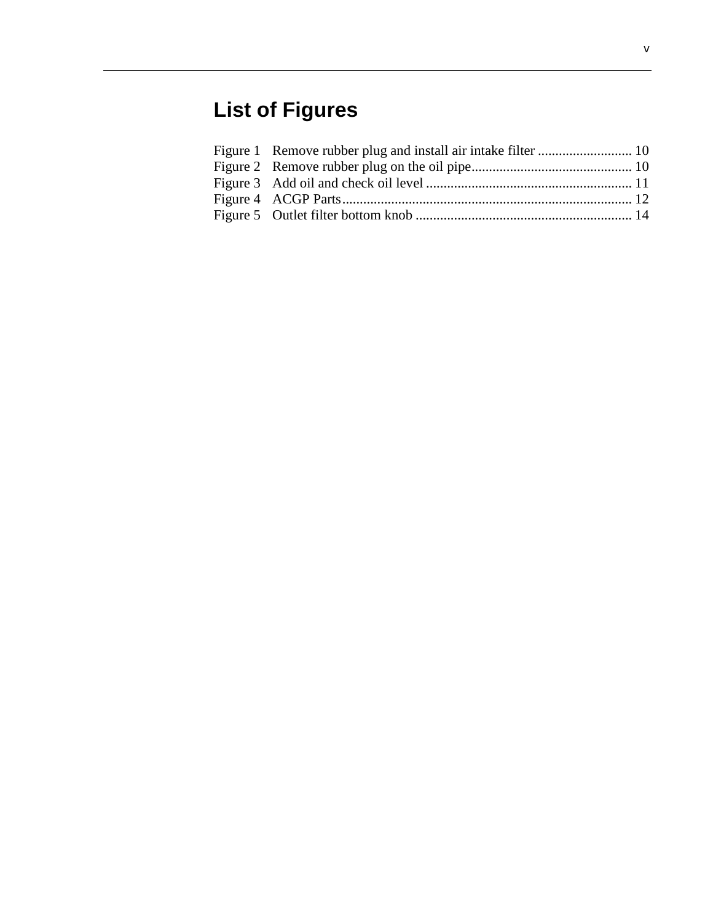# List of Figures

Figure 1 Remove rubber plug and install air intake filter ........................... 10
Figure 2 Remove rubber plug on the oil pipe.............................................. 10
Figure 3 Add oil and check oil level ........................................................... 11
Figure 4 ACGP Parts.................................................................................. 12
Figure 5 Outlet filter bottom knob .............................................................. 14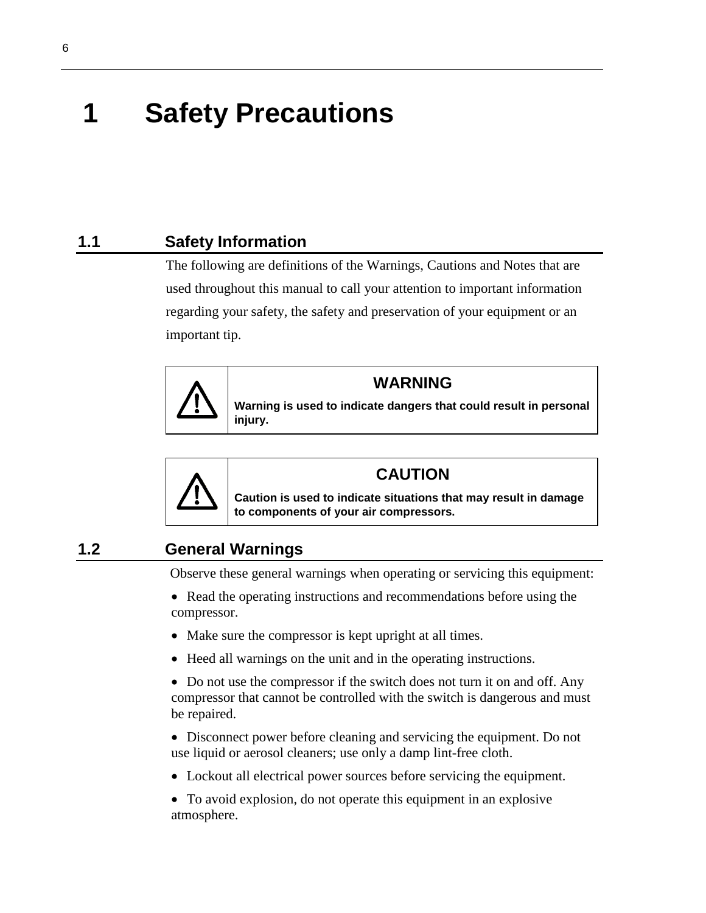# 1 Safety Precautions

## 1.1 Safety Information

The following are definitions of the Warnings, Cautions and Notes that are used throughout this manual to call your attention to important information regarding your safety, the safety and preservation of your equipment or an important tip.

| | |
|---|---|
| ⚠ | **WARNING**<br>**Warning is used to indicate dangers that could result in personal injury.** |

| | |
|---|---|
| ⚠ | **CAUTION**<br>**Caution is used to indicate situations that may result in damage to components of your air compressors.** |

## 1.2 General Warnings

Observe these general warnings when operating or servicing this equipment:

- Read the operating instructions and recommendations before using the compressor.
- Make sure the compressor is kept upright at all times.
- Heed all warnings on the unit and in the operating instructions.
- Do not use the compressor if the switch does not turn it on and off. Any compressor that cannot be controlled with the switch is dangerous and must be repaired.
- Disconnect power before cleaning and servicing the equipment. Do not use liquid or aerosol cleaners; use only a damp lint-free cloth.
- Lockout all electrical power sources before servicing the equipment.
- To avoid explosion, do not operate this equipment in an explosive atmosphere.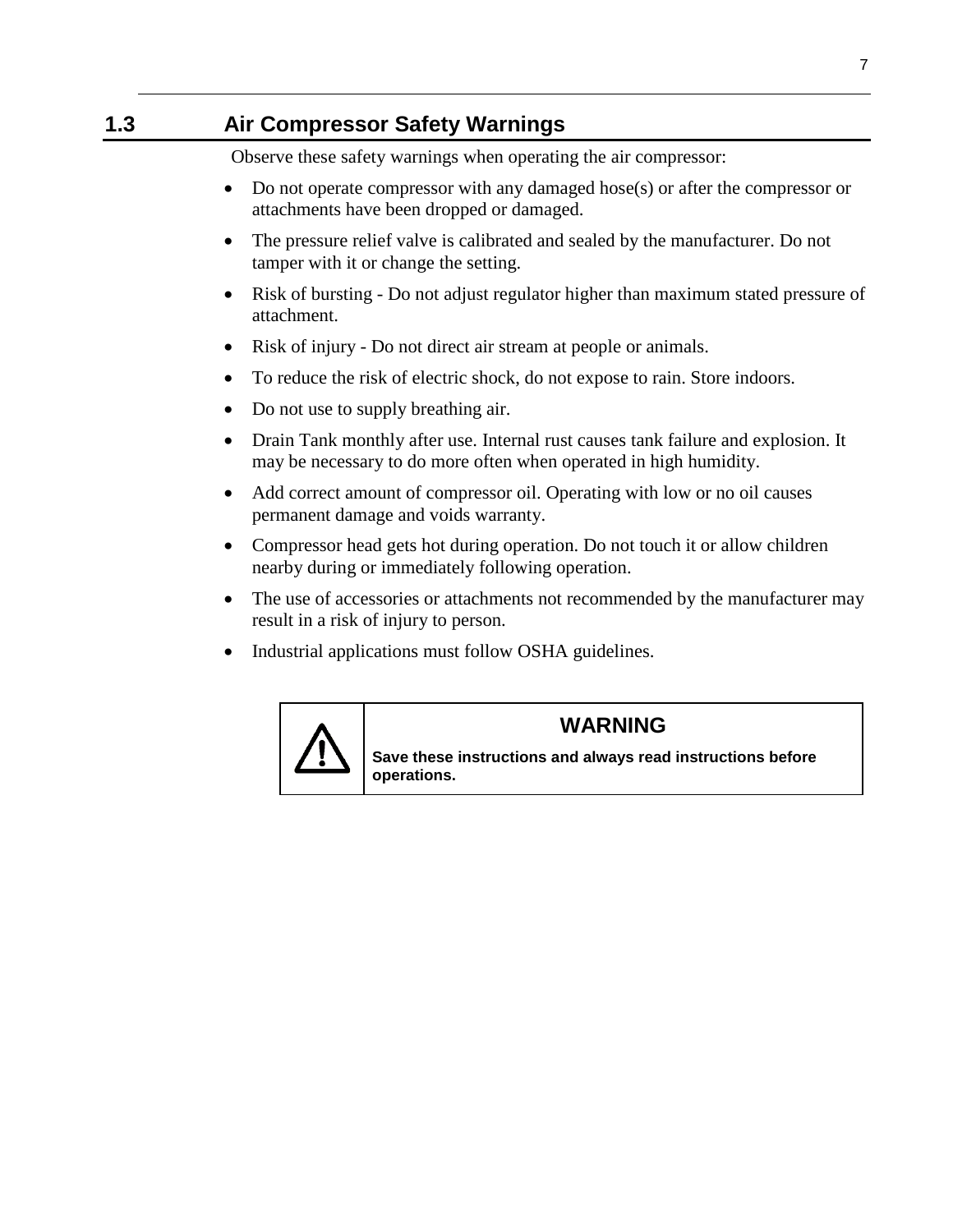## 1.3 Air Compressor Safety Warnings

Observe these safety warnings when operating the air compressor:

- Do not operate compressor with any damaged hose(s) or after the compressor or attachments have been dropped or damaged.
- The pressure relief valve is calibrated and sealed by the manufacturer. Do not tamper with it or change the setting.
- Risk of bursting - Do not adjust regulator higher than maximum stated pressure of attachment.
- Risk of injury - Do not direct air stream at people or animals.
- To reduce the risk of electric shock, do not expose to rain. Store indoors.
- Do not use to supply breathing air.
- Drain Tank monthly after use. Internal rust causes tank failure and explosion. It may be necessary to do more often when operated in high humidity.
- Add correct amount of compressor oil. Operating with low or no oil causes permanent damage and voids warranty.
- Compressor head gets hot during operation. Do not touch it or allow children nearby during or immediately following operation.
- The use of accessories or attachments not recommended by the manufacturer may result in a risk of injury to person.
- Industrial applications must follow OSHA guidelines.

**WARNING**

**Save these instructions and always read instructions before operations.**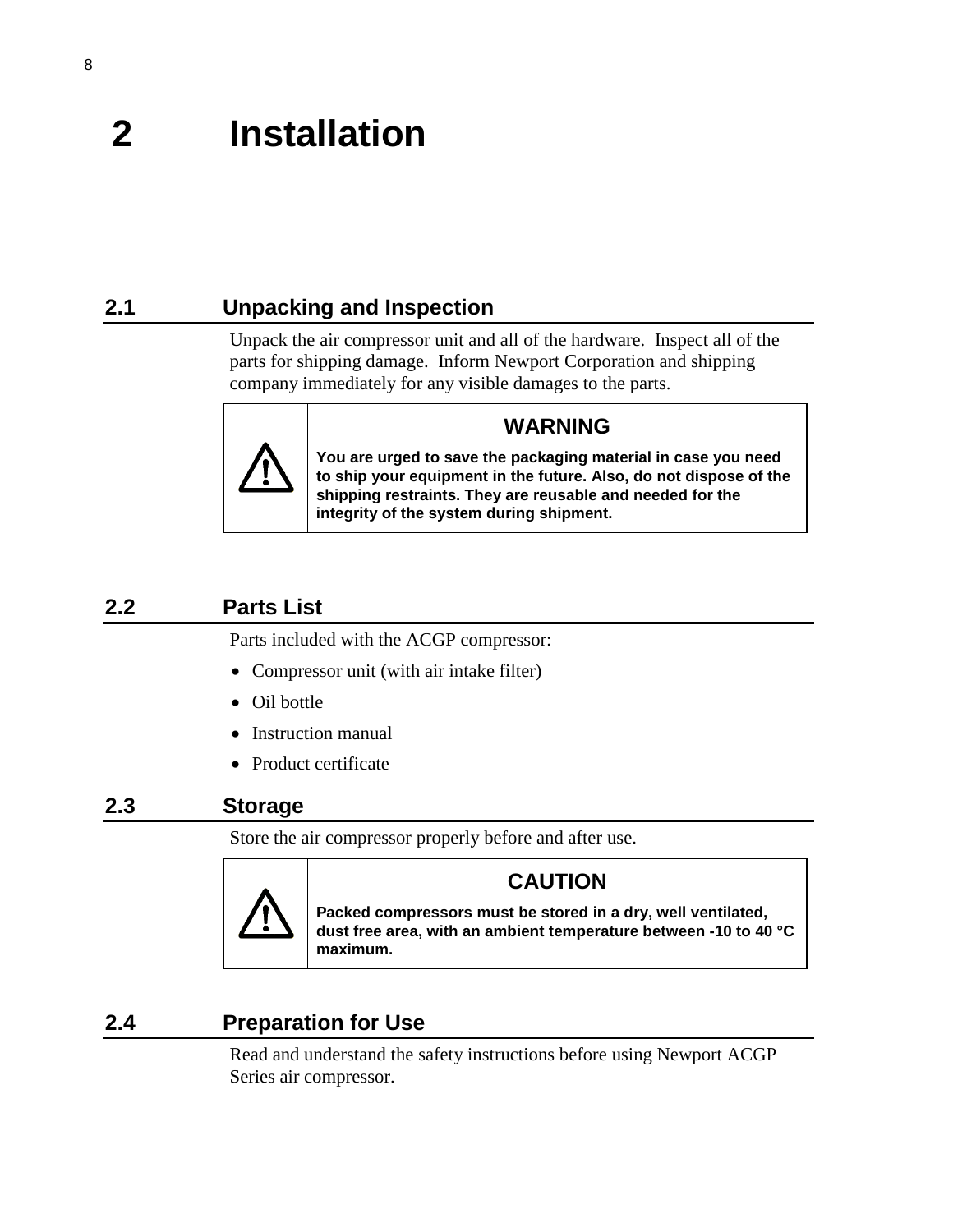# 2 Installation

## 2.1 Unpacking and Inspection

Unpack the air compressor unit and all of the hardware. Inspect all of the parts for shipping damage. Inform Newport Corporation and shipping company immediately for any visible damages to the parts.

> **WARNING**
>
> **You are urged to save the packaging material in case you need to ship your equipment in the future. Also, do not dispose of the shipping restraints. They are reusable and needed for the integrity of the system during shipment.**

## 2.2 Parts List

Parts included with the ACGP compressor:

- Compressor unit (with air intake filter)
- Oil bottle
- Instruction manual
- Product certificate

## 2.3 Storage

Store the air compressor properly before and after use.

> **CAUTION**
>
> **Packed compressors must be stored in a dry, well ventilated, dust free area, with an ambient temperature between -10 to 40 °C maximum.**

## 2.4 Preparation for Use

Read and understand the safety instructions before using Newport ACGP Series air compressor.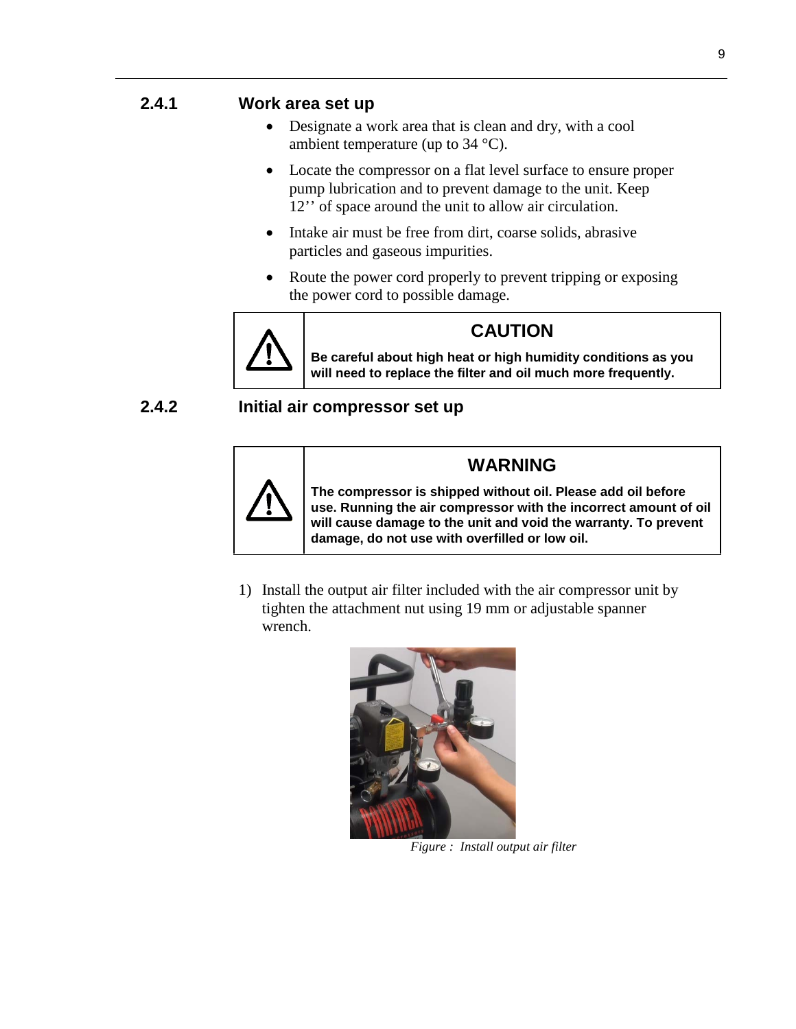### 2.4.1 Work area set up

- Designate a work area that is clean and dry, with a cool ambient temperature (up to 34 °C).
- Locate the compressor on a flat level surface to ensure proper pump lubrication and to prevent damage to the unit. Keep 12'' of space around the unit to allow air circulation.
- Intake air must be free from dirt, coarse solids, abrasive particles and gaseous impurities.
- Route the power cord properly to prevent tripping or exposing the power cord to possible damage.

> ⚠ **CAUTION**
>
> **Be careful about high heat or high humidity conditions as you will need to replace the filter and oil much more frequently.**

### 2.4.2 Initial air compressor set up

> ⚠ **WARNING**
>
> **The compressor is shipped without oil. Please add oil before use. Running the air compressor with the incorrect amount of oil will cause damage to the unit and void the warranty. To prevent damage, do not use with overfilled or low oil.**

1) Install the output air filter included with the air compressor unit by tighten the attachment nut using 19 mm or adjustable spanner wrench.

*Figure : Install output air filter*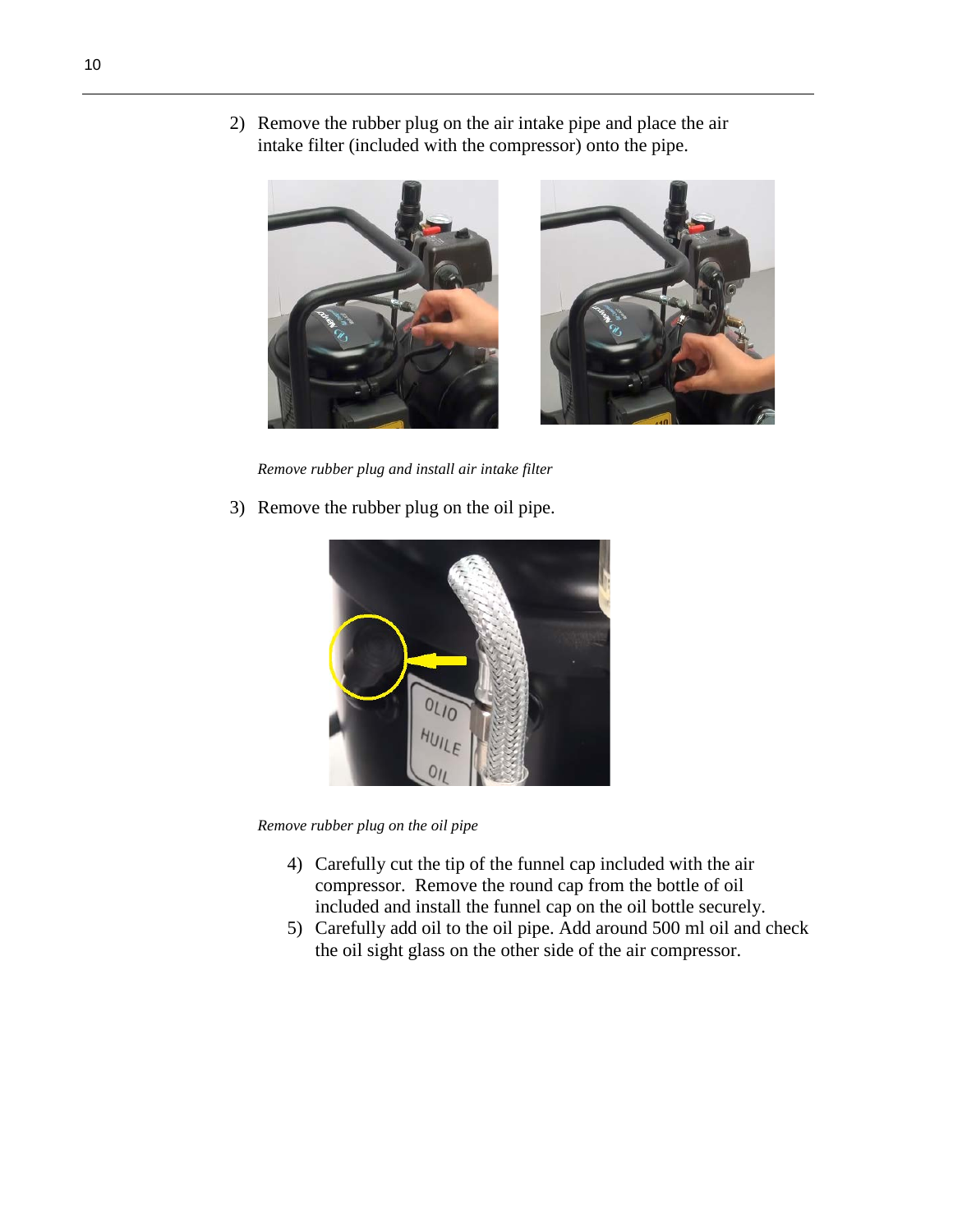2) Remove the rubber plug on the air intake pipe and place the air intake filter (included with the compressor) onto the pipe.

*Remove rubber plug and install air intake filter*

3) Remove the rubber plug on the oil pipe.

*Remove rubber plug on the oil pipe*

4) Carefully cut the tip of the funnel cap included with the air compressor. Remove the round cap from the bottle of oil included and install the funnel cap on the oil bottle securely.
5) Carefully add oil to the oil pipe. Add around 500 ml oil and check the oil sight glass on the other side of the air compressor.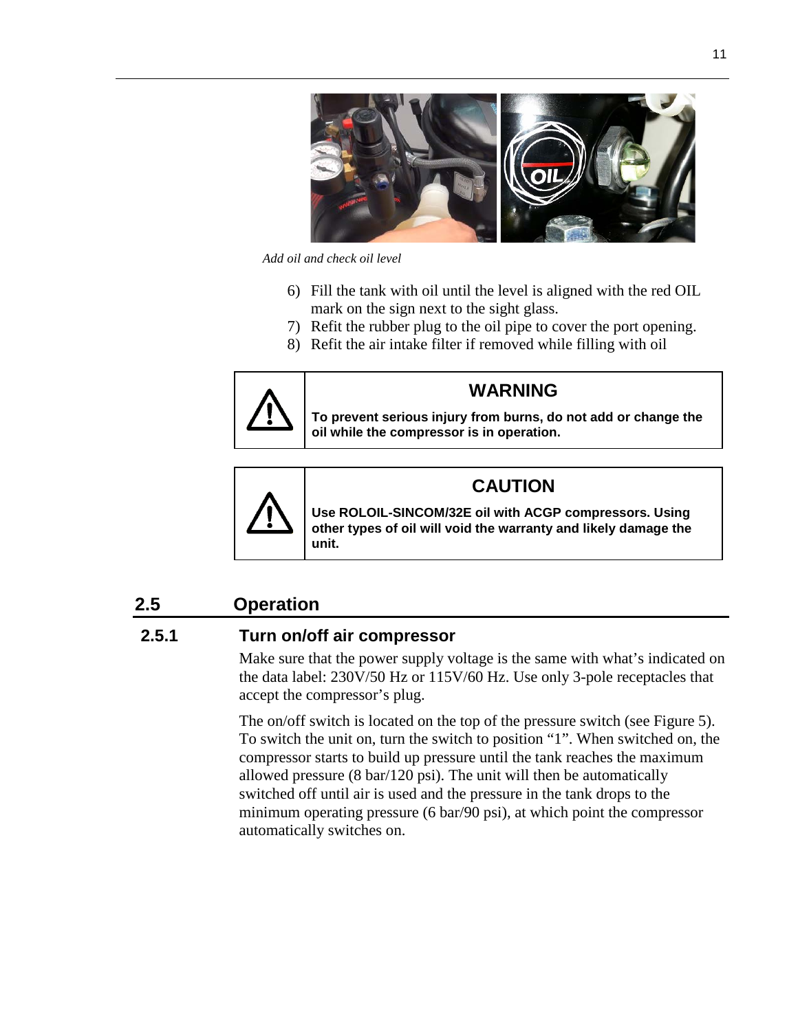*Add oil and check oil level*

6) Fill the tank with oil until the level is aligned with the red OIL mark on the sign next to the sight glass.
7) Refit the rubber plug to the oil pipe to cover the port opening.
8) Refit the air intake filter if removed while filling with oil

> **WARNING**
>
> **To prevent serious injury from burns, do not add or change the oil while the compressor is in operation.**

> **CAUTION**
>
> **Use ROLOIL-SINCOM/32E oil with ACGP compressors. Using other types of oil will void the warranty and likely damage the unit.**

## 2.5 Operation

### 2.5.1 Turn on/off air compressor

Make sure that the power supply voltage is the same with what's indicated on the data label: 230V/50 Hz or 115V/60 Hz. Use only 3-pole receptacles that accept the compressor's plug.

The on/off switch is located on the top of the pressure switch (see Figure 5). To switch the unit on, turn the switch to position "1". When switched on, the compressor starts to build up pressure until the tank reaches the maximum allowed pressure (8 bar/120 psi). The unit will then be automatically switched off until air is used and the pressure in the tank drops to the minimum operating pressure (6 bar/90 psi), at which point the compressor automatically switches on.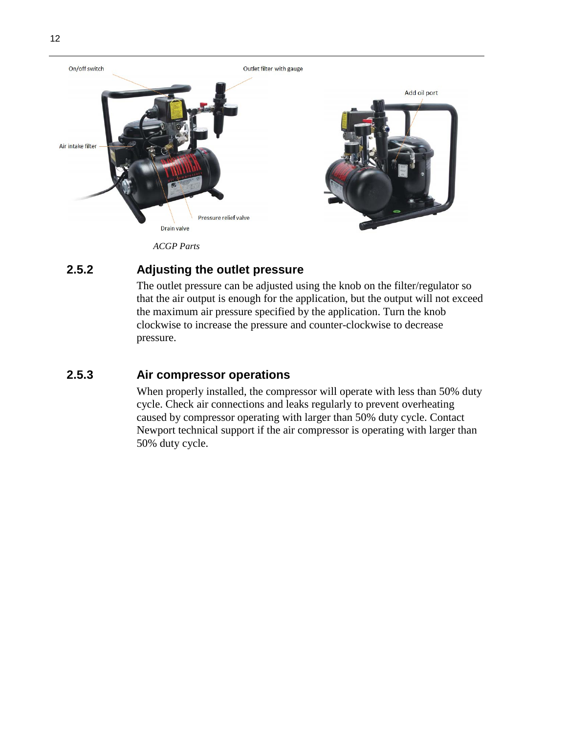On/off switch

Outlet filter with gauge

Add oil port

Air intake filter

Pressure relief valve

Drain valve

*ACGP Parts*

### 2.5.2 Adjusting the outlet pressure

The outlet pressure can be adjusted using the knob on the filter/regulator so that the air output is enough for the application, but the output will not exceed the maximum air pressure specified by the application. Turn the knob clockwise to increase the pressure and counter-clockwise to decrease pressure.

### 2.5.3 Air compressor operations

When properly installed, the compressor will operate with less than 50% duty cycle. Check air connections and leaks regularly to prevent overheating caused by compressor operating with larger than 50% duty cycle. Contact Newport technical support if the air compressor is operating with larger than 50% duty cycle.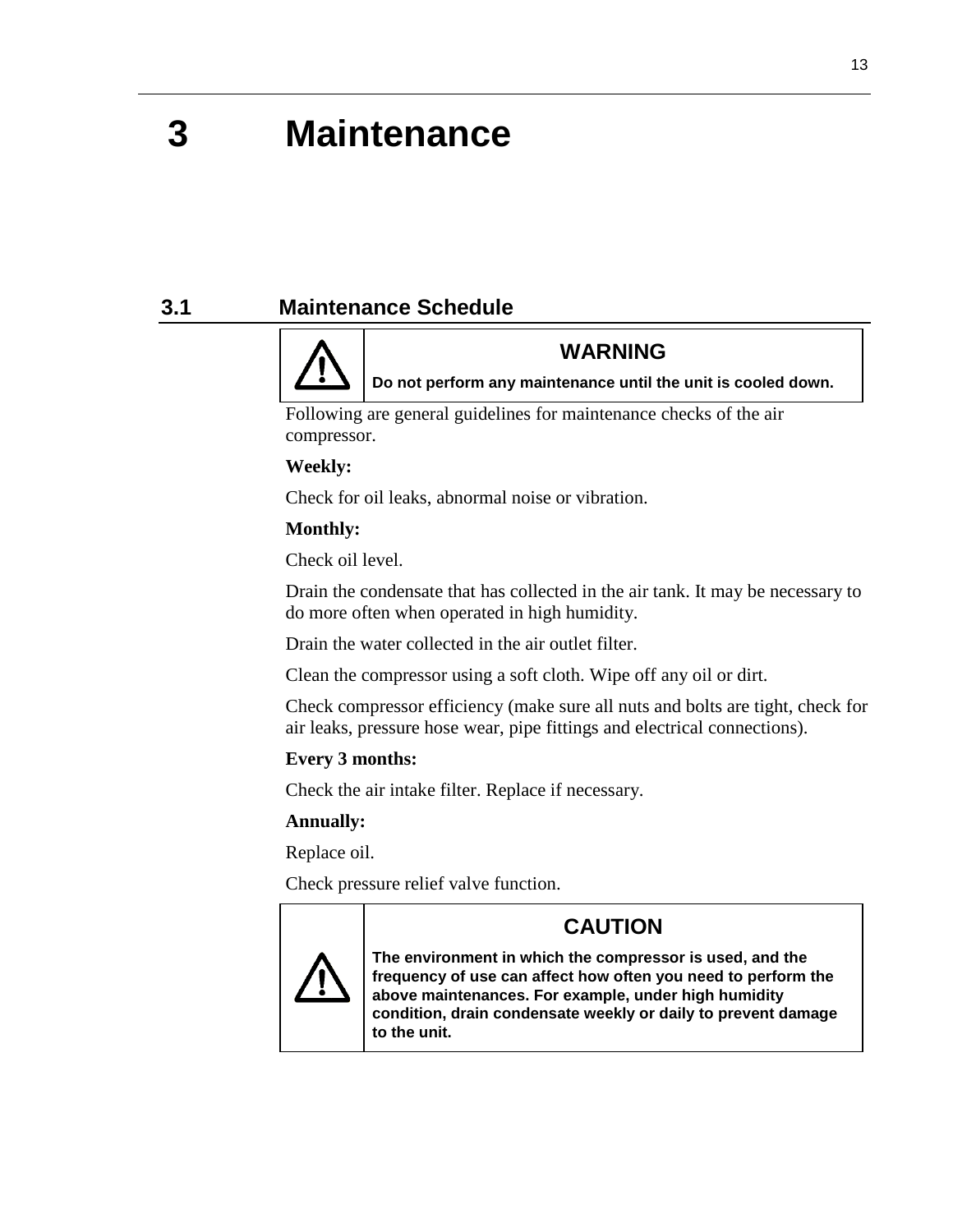# 3 Maintenance

## 3.1 Maintenance Schedule

> **WARNING**
>
> **Do not perform any maintenance until the unit is cooled down.**

Following are general guidelines for maintenance checks of the air compressor.

**Weekly:**

Check for oil leaks, abnormal noise or vibration.

**Monthly:**

Check oil level.

Drain the condensate that has collected in the air tank. It may be necessary to do more often when operated in high humidity.

Drain the water collected in the air outlet filter.

Clean the compressor using a soft cloth. Wipe off any oil or dirt.

Check compressor efficiency (make sure all nuts and bolts are tight, check for air leaks, pressure hose wear, pipe fittings and electrical connections).

**Every 3 months:**

Check the air intake filter. Replace if necessary.

**Annually:**

Replace oil.

Check pressure relief valve function.

> **CAUTION**
>
> **The environment in which the compressor is used, and the frequency of use can affect how often you need to perform the above maintenances. For example, under high humidity condition, drain condensate weekly or daily to prevent damage to the unit.**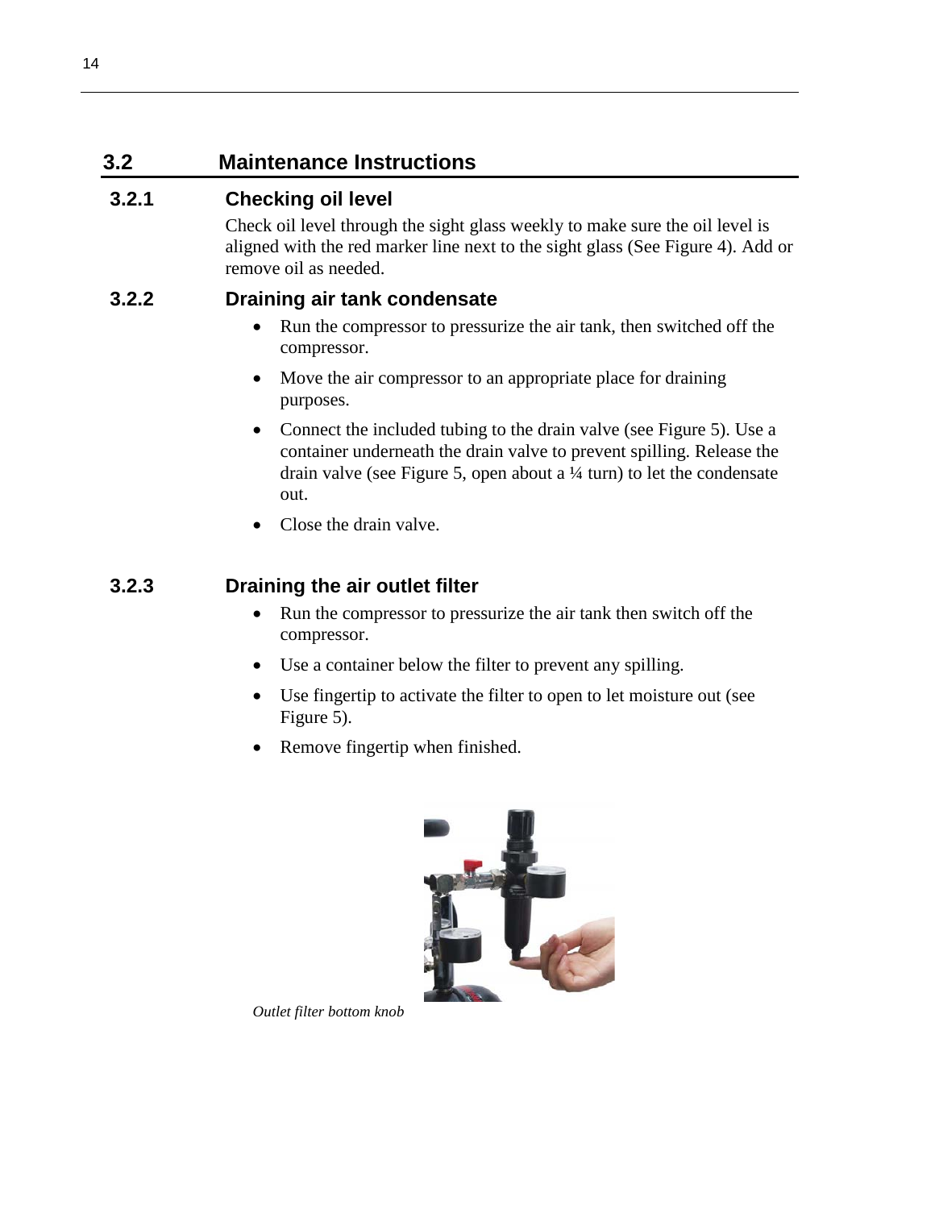## 3.2 Maintenance Instructions

### 3.2.1 Checking oil level

Check oil level through the sight glass weekly to make sure the oil level is aligned with the red marker line next to the sight glass (See Figure 4). Add or remove oil as needed.

### 3.2.2 Draining air tank condensate

- Run the compressor to pressurize the air tank, then switched off the compressor.
- Move the air compressor to an appropriate place for draining purposes.
- Connect the included tubing to the drain valve (see Figure 5). Use a container underneath the drain valve to prevent spilling. Release the drain valve (see Figure 5, open about a ¼ turn) to let the condensate out.
- Close the drain valve.

### 3.2.3 Draining the air outlet filter

- Run the compressor to pressurize the air tank then switch off the compressor.
- Use a container below the filter to prevent any spilling.
- Use fingertip to activate the filter to open to let moisture out (see Figure 5).
- Remove fingertip when finished.

*Outlet filter bottom knob*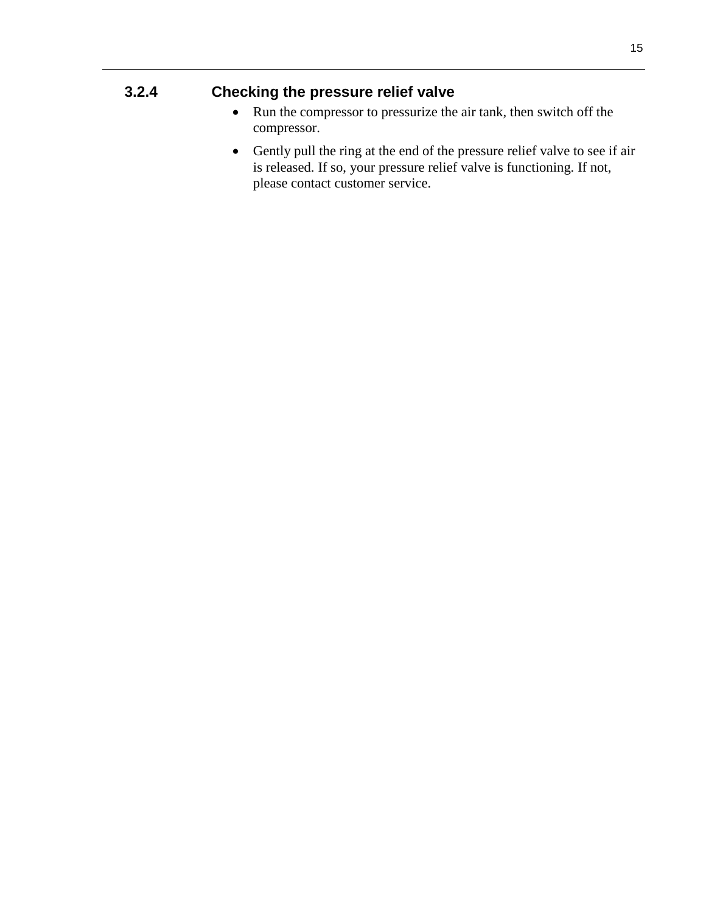### 3.2.4 Checking the pressure relief valve

- Run the compressor to pressurize the air tank, then switch off the compressor.
- Gently pull the ring at the end of the pressure relief valve to see if air is released. If so, your pressure relief valve is functioning. If not, please contact customer service.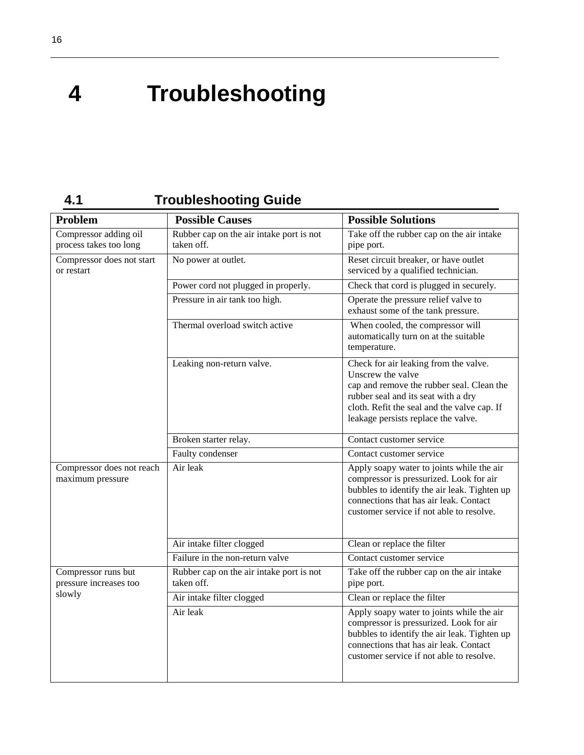# 4 Troubleshooting

## 4.1 Troubleshooting Guide

| Problem | Possible Causes | Possible Solutions |
|---|---|---|
| Compressor adding oil process takes too long | Rubber cap on the air intake port is not taken off. | Take off the rubber cap on the air intake pipe port. |
| Compressor does not start or restart | No power at outlet. | Reset circuit breaker, or have outlet serviced by a qualified technician. |
| | Power cord not plugged in properly. | Check that cord is plugged in securely. |
| | Pressure in air tank too high. | Operate the pressure relief valve to exhaust some of the tank pressure. |
| | Thermal overload switch active | When cooled, the compressor will automatically turn on at the suitable temperature. |
| | Leaking non-return valve. | Check for air leaking from the valve. Unscrew the valve cap and remove the rubber seal. Clean the rubber seal and its seat with a dry cloth. Refit the seal and the valve cap. If leakage persists replace the valve. |
| | Broken starter relay. | Contact customer service |
| | Faulty condenser | Contact customer service |
| Compressor does not reach maximum pressure | Air leak | Apply soapy water to joints while the air compressor is pressurized. Look for air bubbles to identify the air leak. Tighten up connections that has air leak. Contact customer service if not able to resolve. |
| | Air intake filter clogged | Clean or replace the filter |
| | Failure in the non-return valve | Contact customer service |
| Compressor runs but pressure increases too slowly | Rubber cap on the air intake port is not taken off. | Take off the rubber cap on the air intake pipe port. |
| | Air intake filter clogged | Clean or replace the filter |
| | Air leak | Apply soapy water to joints while the air compressor is pressurized. Look for air bubbles to identify the air leak. Tighten up connections that has air leak. Contact customer service if not able to resolve. |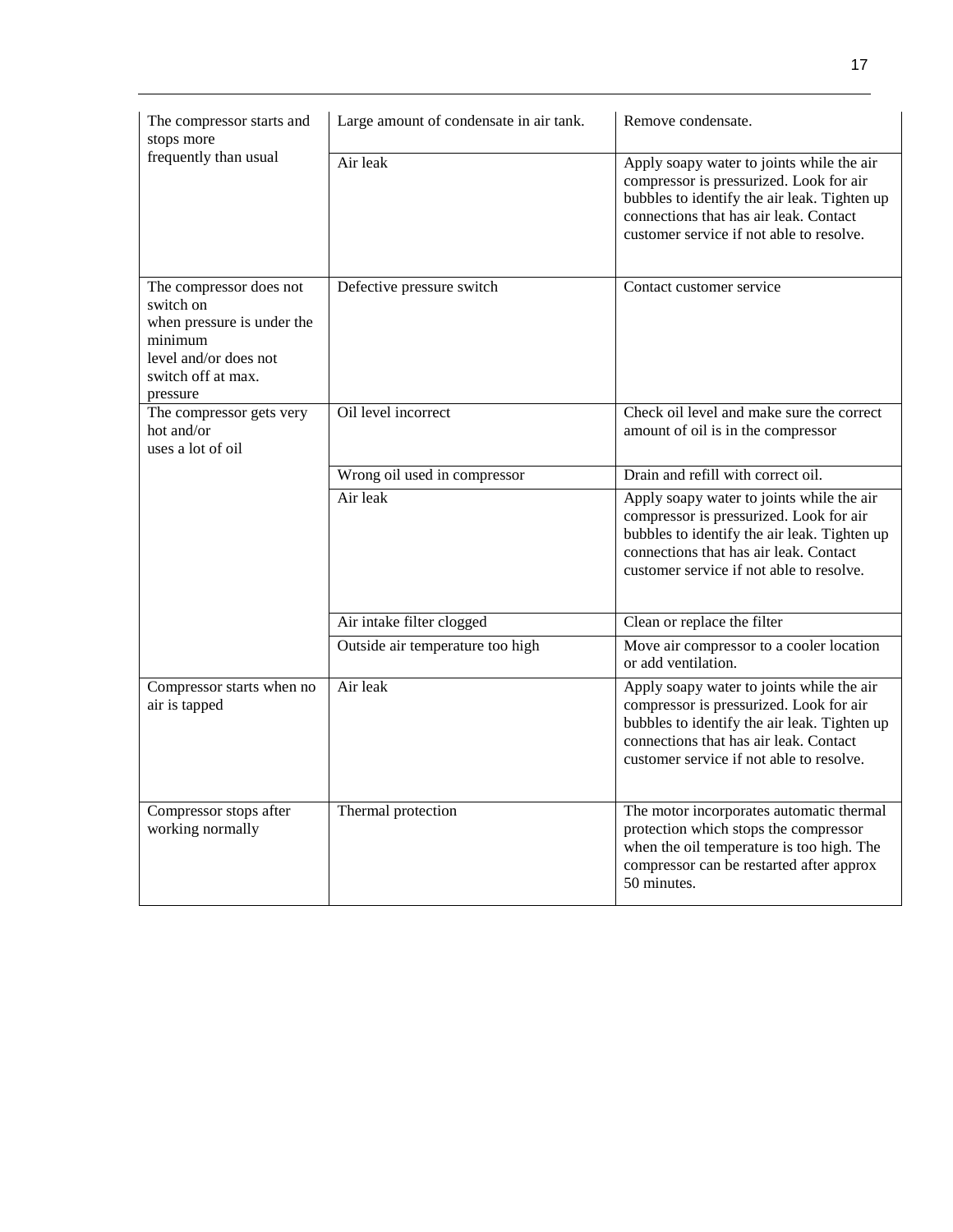| | | |
|---|---|---|
| The compressor starts and stops more frequently than usual | Large amount of condensate in air tank. | Remove condensate. |
| | Air leak | Apply soapy water to joints while the air compressor is pressurized. Look for air bubbles to identify the air leak. Tighten up connections that has air leak. Contact customer service if not able to resolve. |
| The compressor does not switch on when pressure is under the minimum level and/or does not switch off at max. pressure | Defective pressure switch | Contact customer service |
| The compressor gets very hot and/or uses a lot of oil | Oil level incorrect | Check oil level and make sure the correct amount of oil is in the compressor |
| | Wrong oil used in compressor | Drain and refill with correct oil. |
| | Air leak | Apply soapy water to joints while the air compressor is pressurized. Look for air bubbles to identify the air leak. Tighten up connections that has air leak. Contact customer service if not able to resolve. |
| | Air intake filter clogged | Clean or replace the filter |
| | Outside air temperature too high | Move air compressor to a cooler location or add ventilation. |
| Compressor starts when no air is tapped | Air leak | Apply soapy water to joints while the air compressor is pressurized. Look for air bubbles to identify the air leak. Tighten up connections that has air leak. Contact customer service if not able to resolve. |
| Compressor stops after working normally | Thermal protection | The motor incorporates automatic thermal protection which stops the compressor when the oil temperature is too high. The compressor can be restarted after approx 50 minutes. |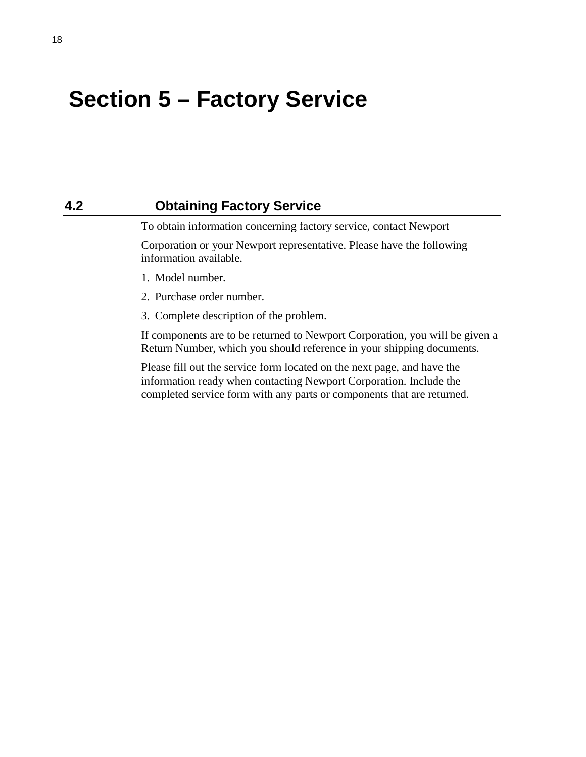# Section 5 – Factory Service

## 4.2 Obtaining Factory Service

To obtain information concerning factory service, contact Newport

Corporation or your Newport representative. Please have the following information available.

1. Model number.
2. Purchase order number.
3. Complete description of the problem.

If components are to be returned to Newport Corporation, you will be given a Return Number, which you should reference in your shipping documents.

Please fill out the service form located on the next page, and have the information ready when contacting Newport Corporation. Include the completed service form with any parts or components that are returned.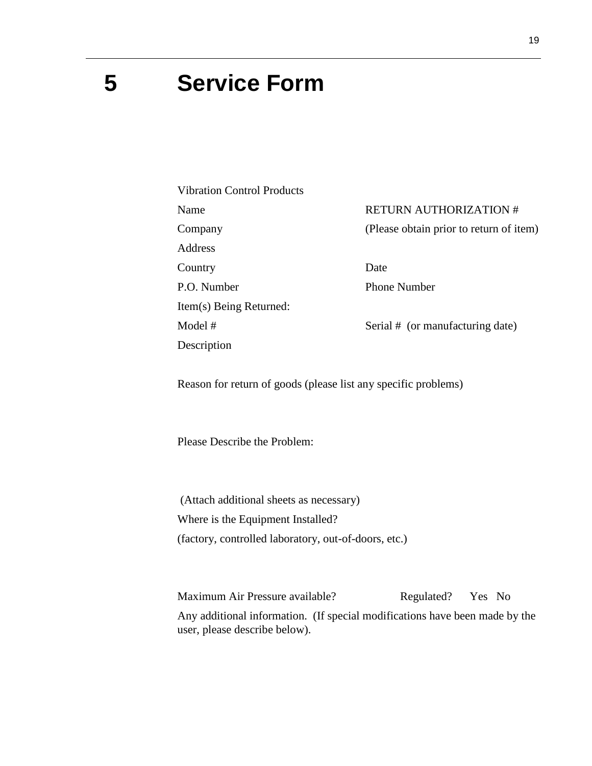# 5 Service Form

Vibration Control Products

| | |
|---|---|
| Name | RETURN AUTHORIZATION # |
| Company | (Please obtain prior to return of item) |
| Address | |
| Country | Date |
| P.O. Number | Phone Number |
| Item(s) Being Returned: | |
| Model # | Serial # (or manufacturing date) |
| Description | |

Reason for return of goods (please list any specific problems)

Please Describe the Problem:

(Attach additional sheets as necessary)

Where is the Equipment Installed?

(factory, controlled laboratory, out-of-doors, etc.)

Maximum Air Pressure available? Regulated? Yes No

Any additional information. (If special modifications have been made by the user, please describe below).